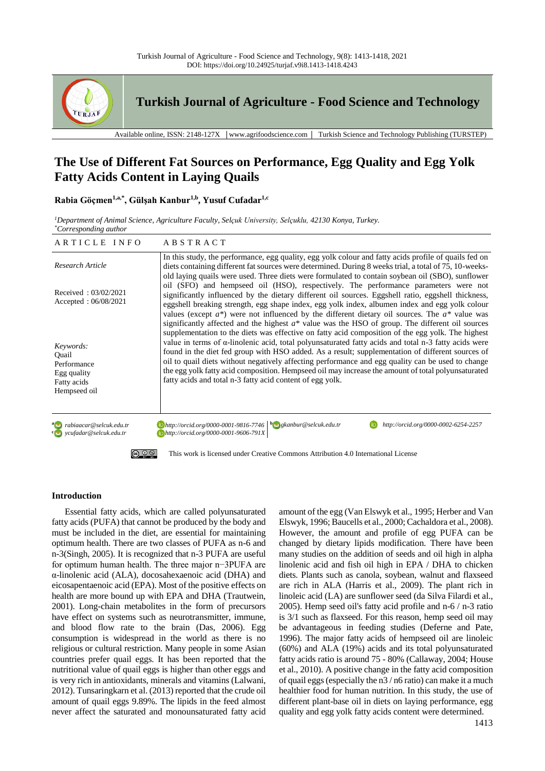# The Use of Different Fat Sources on Performance, Egg Quality and Egg Yolk Fatty Acids Content in Laying Quails

**Rabia Göçmen[1,a,*], Gülşah Kanbur[1,b], Yusuf Cufadar[1,c]**

*[1]Department of Animal Science, Agriculture Faculty, Selçuk University, Selçuklu, 42130 Konya, Turkey.*
*[*]Corresponding author*

| ARTICLE INFO | ABSTRACT |
|---|---|
| *Research Article*<br><br>Received : 03/02/2021<br>Accepted : 06/08/2021<br><br>*Keywords:*<br>Quail<br>Performance<br>Egg quality<br>Fatty acids<br>Hempseed oil | In this study, the performance, egg quality, egg yolk colour and fatty acids profile of quails fed on diets containing different fat sources were determined. During 8 weeks trial, a total of 75, 10-weeks-old laying quails were used. Three diets were formulated to contain soybean oil (SBO), sunflower oil (SFO) and hempseed oil (HSO), respectively. The performance parameters were not significantly influenced by the dietary different oil sources. Eggshell ratio, eggshell thickness, eggshell breaking strength, egg shape index, egg yolk index, albumen index and egg yolk colour values (except *a**) were not influenced by the different dietary oil sources. The *a** value was significantly affected and the highest *a** value was the HSO of group. The different oil sources supplementation to the diets was effective on fatty acid composition of the egg yolk. The highest value in terms of α-linolenic acid, total polyunsaturated fatty acids and total n-3 fatty acids were found in the diet fed group with HSO added. As a result; supplementation of different sources of oil to quail diets without negatively affecting performance and egg quality can be used to change the egg yolk fatty acid composition. Hempseed oil may increase the amount of total polyunsaturated fatty acids and total n-3 fatty acid content of egg yolk. |

[a] rabiaacar@selcuk.edu.tr  http://orcid.org/0000-0001-9816-7746
[b] gkanbur@selcuk.edu.tr  http://orcid.org/0000-0002-6254-2257
[c] ycufadar@selcuk.edu.tr  http://orcid.org/0000-0001-9606-791X

This work is licensed under Creative Commons Attribution 4.0 International License

## Introduction

Essential fatty acids, which are called polyunsaturated fatty acids (PUFA) that cannot be produced by the body and must be included in the diet, are essential for maintaining optimum health. There are two classes of PUFA as n-6 and n-3(Singh, 2005). It is recognized that n-3 PUFA are useful for optimum human health. The three major n−3PUFA are α-linolenic acid (ALA), docosahexaenoic acid (DHA) and eicosapentaenoic acid (EPA). Most of the positive effects on health are more bound up with EPA and DHA (Trautwein, 2001). Long-chain metabolites in the form of precursors have effect on systems such as neurotransmitter, immune, and blood flow rate to the brain (Das, 2006). Egg consumption is widespread in the world as there is no religious or cultural restriction. Many people in some Asian countries prefer quail eggs. It has been reported that the nutritional value of quail eggs is higher than other eggs and is very rich in antioxidants, minerals and vitamins (Lalwani, 2012). Tunsaringkarn et al. (2013) reported that the crude oil amount of quail eggs 9.89%. The lipids in the feed almost never affect the saturated and monounsaturated fatty acid amount of the egg (Van Elswyk et al., 1995; Herber and Van Elswyk, 1996; Baucells et al., 2000; Cachaldora et al., 2008). However, the amount and profile of egg PUFA can be changed by dietary lipids modification. There have been many studies on the addition of seeds and oil high in alpha linolenic acid and fish oil high in EPA / DHA to chicken diets. Plants such as canola, soybean, walnut and flaxseed are rich in ALA (Harris et al., 2009). The plant rich in linoleic acid (LA) are sunflower seed (da Silva Filardi et al., 2005). Hemp seed oil's fatty acid profile and n-6 / n-3 ratio is 3/1 such as flaxseed. For this reason, hemp seed oil may be advantageous in feeding studies (Deferne and Pate, 1996). The major fatty acids of hempseed oil are linoleic (60%) and ALA (19%) acids and its total polyunsaturated fatty acids ratio is around 75 - 80% (Callaway, 2004; House et al., 2010). A positive change in the fatty acid composition of quail eggs (especially the n3 / n6 ratio) can make it a much healthier food for human nutrition. In this study, the use of different plant-base oil in diets on laying performance, egg quality and egg yolk fatty acids content were determined.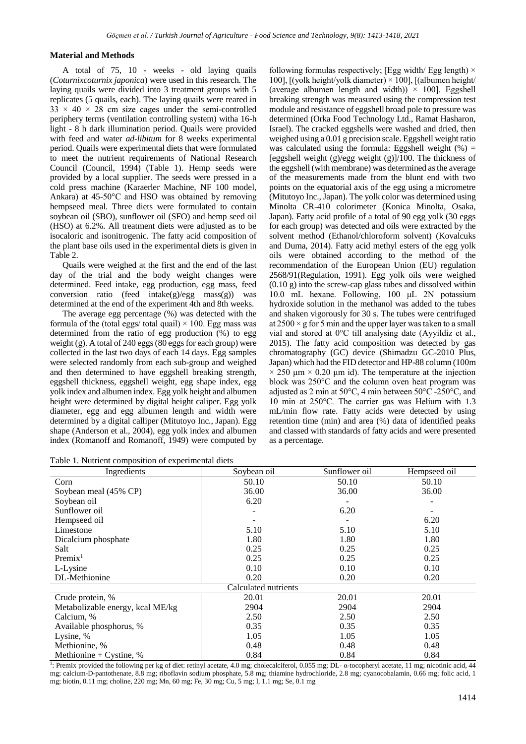### Material and Methods

A total of 75, 10 - weeks - old laying quails (*Coturnixcoturnix japonica*) were used in this research. The laying quails were divided into 3 treatment groups with 5 replicates (5 quails, each). The laying quails were reared in $33 \times 40 \times 28$ cm size cages under the semi-controlled periphery terms (ventilation controlling system) witha 16-h light - 8 h dark illumination period. Quails were provided with feed and water *ad-libitum* for 8 weeks experimental period. Quails were experimental diets that were formulated to meet the nutrient requirements of National Research Council (Council, 1994) (Table 1). Hemp seeds were provided by a local supplier. The seeds were pressed in a cold press machine (Karaerler Machine, NF 100 model, Ankara) at 45-50°C and HSO was obtained by removing hempseed meal. Three diets were formulated to contain soybean oil (SBO), sunflower oil (SFO) and hemp seed oil (HSO) at 6.2%. All treatment diets were adjusted as to be isocaloric and isonitrogenic. The fatty acid composition of the plant base oils used in the experimental diets is given in Table 2.

Quails were weighed at the first and the end of the last day of the trial and the body weight changes were determined. Feed intake, egg production, egg mass, feed conversion ratio (feed intake(g)/egg mass(g)) was determined at the end of the experiment 4th and 8th weeks.

The average egg percentage (%) was detected with the formula of the (total eggs/ total quail) $\times$ 100. Egg mass was determined from the ratio of egg production (%) to egg weight (g). A total of 240 eggs (80 eggs for each group) were collected in the last two days of each 14 days. Egg samples were selected randomly from each sub-group and weighed and then determined to have eggshell breaking strength, eggshell thickness, eggshell weight, egg shape index, egg yolk index and albumen index. Egg yolk height and albumen height were determined by digital height caliper. Egg yolk diameter, egg and egg albumen length and width were determined by a digital calliper (Mitutoyo Inc., Japan). Egg shape (Anderson et al., 2004), egg yolk index and albumen index (Romanoff and Romanoff, 1949) were computed by following formulas respectively; [Egg width/ Egg length) $\times$ 100], [(yolk height/yolk diameter) $\times$ 100], [(albumen height/ (average albumen length and width)) $\times$ 100]. Eggshell breaking strength was measured using the compression test module and resistance of eggshell broad pole to pressure was determined (Orka Food Technology Ltd., Ramat Hasharon, Israel). The cracked eggshells were washed and dried, then weighed using a 0.01 g precision scale. Eggshell weight ratio was calculated using the formula: Eggshell weight (%) = [eggshell weight (g)/egg weight (g)]/100. The thickness of the eggshell (with membrane) was determined as the average of the measurements made from the blunt end with two points on the equatorial axis of the egg using a micrometre (Mitutoyo Inc., Japan). The yolk color was determined using Minolta CR-410 colorimeter (Konica Minolta, Osaka, Japan). Fatty acid profile of a total of 90 egg yolk (30 eggs for each group) was detected and oils were extracted by the solvent method (Ethanol/chloroform solvent) (Kovalcuks and Duma, 2014). Fatty acid methyl esters of the egg yolk oils were obtained according to the method of the recommendation of the European Union (EU) regulation 2568/91(Regulation, 1991). Egg yolk oils were weighed (0.10 g) into the screw-cap glass tubes and dissolved within 10.0 mL hexane. Following, 100 μL 2N potassium hydroxide solution in the methanol was added to the tubes and shaken vigorously for 30 s. The tubes were centrifuged at $2500 \times g$ for 5 min and the upper layer was taken to a small vial and stored at 0°C till analysing date (Ayyildiz et al., 2015). The fatty acid composition was detected by gas chromatography (GC) device (Shimadzu GC-2010 Plus, Japan) which had the FID detector and HP-88 column (100m $\times$ 250 μm $\times$ 0.20 μm id). The temperature at the injection block was 250°C and the column oven heat program was adjusted as 2 min at 50°C, 4 min between 50°C -250°C, and 10 min at 250°C. The carrier gas was Helium with 1.3 mL/min flow rate. Fatty acids were detected by using retention time (min) and area (%) data of identified peaks and classed with standards of fatty acids and were presented as a percentage.

Table 1. Nutrient composition of experimental diets

| Ingredients | Soybean oil | Sunflower oil | Hempseed oil |
|---|---|---|---|
| Corn | 50.10 | 50.10 | 50.10 |
| Soybean meal (45% CP) | 36.00 | 36.00 | 36.00 |
| Soybean oil | 6.20 | - | - |
| Sunflower oil | - | 6.20 | - |
| Hempseed oil | - | - | 6.20 |
| Limestone | 5.10 | 5.10 | 5.10 |
| Dicalcium phosphate | 1.80 | 1.80 | 1.80 |
| Salt | 0.25 | 0.25 | 0.25 |
| Premix[1] | 0.25 | 0.25 | 0.25 |
| L-Lysine | 0.10 | 0.10 | 0.10 |
| DL-Methionine | 0.20 | 0.20 | 0.20 |
| Calculated nutrients | | | |
| Crude protein, % | 20.01 | 20.01 | 20.01 |
| Metabolizable energy, kcal ME/kg | 2904 | 2904 | 2904 |
| Calcium, % | 2.50 | 2.50 | 2.50 |
| Available phosphorus, % | 0.35 | 0.35 | 0.35 |
| Lysine, % | 1.05 | 1.05 | 1.05 |
| Methionine, % | 0.48 | 0.48 | 0.48 |
| Methionine + Cystine, % | 0.84 | 0.84 | 0.84 |

[1]: Premix provided the following per kg of diet: retinyl acetate, 4.0 mg; cholecalciferol, 0.055 mg; DL- α-tocopheryl acetate, 11 mg; nicotinic acid, 44 mg; calcium-D-pantothenate, 8.8 mg; riboflavin sodium phosphate, 5.8 mg; thiamine hydrochloride, 2.8 mg; cyanocobalamin, 0.66 mg; folic acid, 1 mg; biotin, 0.11 mg; choline, 220 mg; Mn, 60 mg; Fe, 30 mg; Cu, 5 mg; I, 1.1 mg; Se, 0.1 mg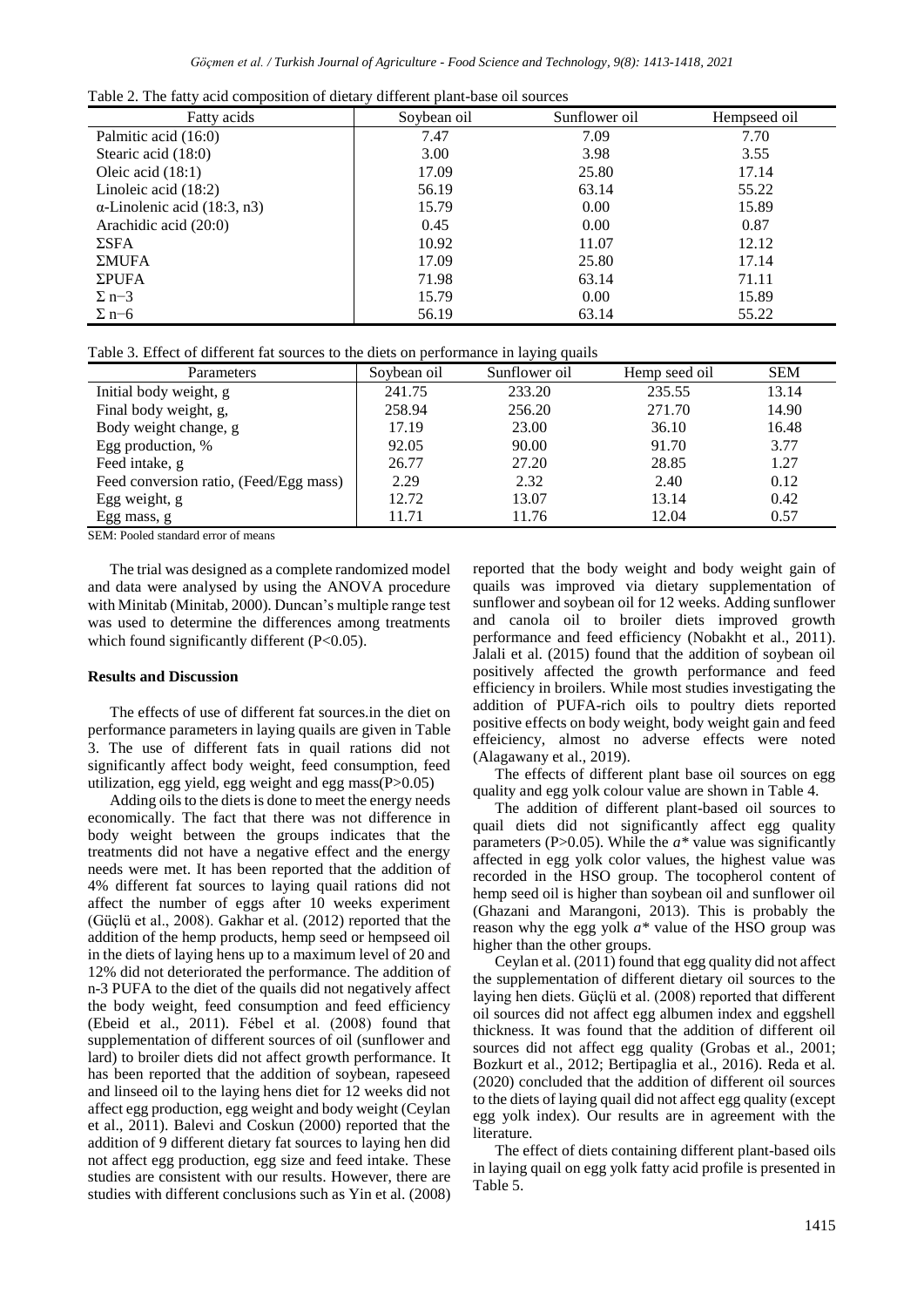Table 2. The fatty acid composition of dietary different plant-base oil sources

| Fatty acids | Soybean oil | Sunflower oil | Hempseed oil |
|---|---|---|---|
| Palmitic acid (16:0) | 7.47 | 7.09 | 7.70 |
| Stearic acid (18:0) | 3.00 | 3.98 | 3.55 |
| Oleic acid (18:1) | 17.09 | 25.80 | 17.14 |
| Linoleic acid (18:2) | 56.19 | 63.14 | 55.22 |
| α-Linolenic acid (18:3, n3) | 15.79 | 0.00 | 15.89 |
| Arachidic acid (20:0) | 0.45 | 0.00 | 0.87 |
| ΣSFA | 10.92 | 11.07 | 12.12 |
| ΣMUFA | 17.09 | 25.80 | 17.14 |
| ΣPUFA | 71.98 | 63.14 | 71.11 |
| Σ n−3 | 15.79 | 0.00 | 15.89 |
| Σ n−6 | 56.19 | 63.14 | 55.22 |

Table 3. Effect of different fat sources to the diets on performance in laying quails

| Parameters | Soybean oil | Sunflower oil | Hemp seed oil | SEM |
|---|---|---|---|---|
| Initial body weight, g | 241.75 | 233.20 | 235.55 | 13.14 |
| Final body weight, g, | 258.94 | 256.20 | 271.70 | 14.90 |
| Body weight change, g | 17.19 | 23.00 | 36.10 | 16.48 |
| Egg production, % | 92.05 | 90.00 | 91.70 | 3.77 |
| Feed intake, g | 26.77 | 27.20 | 28.85 | 1.27 |
| Feed conversion ratio, (Feed/Egg mass) | 2.29 | 2.32 | 2.40 | 0.12 |
| Egg weight, g | 12.72 | 13.07 | 13.14 | 0.42 |
| Egg mass, g | 11.71 | 11.76 | 12.04 | 0.57 |

SEM: Pooled standard error of means

The trial was designed as a complete randomized model and data were analysed by using the ANOVA procedure with Minitab (Minitab, 2000). Duncan's multiple range test was used to determine the differences among treatments which found significantly different (P<0.05).

## Results and Discussion

The effects of use of different fat sources.in the diet on performance parameters in laying quails are given in Table 3. The use of different fats in quail rations did not significantly affect body weight, feed consumption, feed utilization, egg yield, egg weight and egg mass(P>0.05)

Adding oils to the diets is done to meet the energy needs economically. The fact that there was not difference in body weight between the groups indicates that the treatments did not have a negative effect and the energy needs were met. It has been reported that the addition of 4% different fat sources to laying quail rations did not affect the number of eggs after 10 weeks experiment (Güçlü et al., 2008). Gakhar et al. (2012) reported that the addition of the hemp products, hemp seed or hempseed oil in the diets of laying hens up to a maximum level of 20 and 12% did not deteriorated the performance. The addition of n-3 PUFA to the diet of the quails did not negatively affect the body weight, feed consumption and feed efficiency (Ebeid et al., 2011). Fébel et al. (2008) found that supplementation of different sources of oil (sunflower and lard) to broiler diets did not affect growth performance. It has been reported that the addition of soybean, rapeseed and linseed oil to the laying hens diet for 12 weeks did not affect egg production, egg weight and body weight (Ceylan et al., 2011). Balevi and Coskun (2000) reported that the addition of 9 different dietary fat sources to laying hen did not affect egg production, egg size and feed intake. These studies are consistent with our results. However, there are studies with different conclusions such as Yin et al. (2008) reported that the body weight and body weight gain of quails was improved via dietary supplementation of sunflower and soybean oil for 12 weeks. Adding sunflower and canola oil to broiler diets improved growth performance and feed efficiency (Nobakht et al., 2011). Jalali et al. (2015) found that the addition of soybean oil positively affected the growth performance and feed efficiency in broilers. While most studies investigating the addition of PUFA-rich oils to poultry diets reported positive effects on body weight, body weight gain and feed effeiciency, almost no adverse effects were noted (Alagawany et al., 2019).

The effects of different plant base oil sources on egg quality and egg yolk colour value are shown in Table 4.

The addition of different plant-based oil sources to quail diets did not significantly affect egg quality parameters (P>0.05). While the *a\** value was significantly affected in egg yolk color values, the highest value was recorded in the HSO group. The tocopherol content of hemp seed oil is higher than soybean oil and sunflower oil (Ghazani and Marangoni, 2013). This is probably the reason why the egg yolk *a\** value of the HSO group was higher than the other groups.

Ceylan et al. (2011) found that egg quality did not affect the supplementation of different dietary oil sources to the laying hen diets. Güçlü et al. (2008) reported that different oil sources did not affect egg albumen index and eggshell thickness. It was found that the addition of different oil sources did not affect egg quality (Grobas et al., 2001; Bozkurt et al., 2012; Bertipaglia et al., 2016). Reda et al. (2020) concluded that the addition of different oil sources to the diets of laying quail did not affect egg quality (except egg yolk index). Our results are in agreement with the literature.

The effect of diets containing different plant-based oils in laying quail on egg yolk fatty acid profile is presented in Table 5.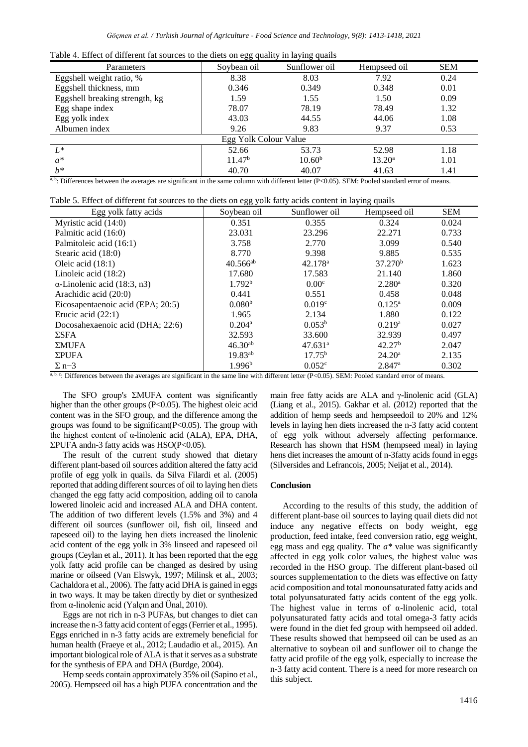Table 4. Effect of different fat sources to the diets on egg quality in laying quails

| Parameters | Soybean oil | Sunflower oil | Hempseed oil | SEM |
|---|---|---|---|---|
| Eggshell weight ratio, % | 8.38 | 8.03 | 7.92 | 0.24 |
| Eggshell thickness, mm | 0.346 | 0.349 | 0.348 | 0.01 |
| Eggshell breaking strength, kg | 1.59 | 1.55 | 1.50 | 0.09 |
| Egg shape index | 78.07 | 78.19 | 78.49 | 1.32 |
| Egg yolk index | 43.03 | 44.55 | 44.06 | 1.08 |
| Albumen index | 9.26 | 9.83 | 9.37 | 0.53 |
| Egg Yolk Colour Value | | | | |
| $L^*$ | 52.66 | 53.73 | 52.98 | 1.18 |
| $a^*$ | $11.47^{b}$ | $10.60^{b}$ | $13.20^{a}$ | 1.01 |
| $b^*$ | 40.70 | 40.07 | 41.63 | 1.41 |

[a, b]: Differences between the averages are significant in the same column with different letter (P<0.05). SEM: Pooled standard error of means.

Table 5. Effect of different fat sources to the diets on egg yolk fatty acids content in laying quails

| Egg yolk fatty acids | Soybean oil | Sunflower oil | Hempseed oil | SEM |
|---|---|---|---|---|
| Myristic acid (14:0) | 0.351 | 0.355 | 0.324 | 0.024 |
| Palmitic acid (16:0) | 23.031 | 23.296 | 22.271 | 0.733 |
| Palmitoleic acid (16:1) | 3.758 | 2.770 | 3.099 | 0.540 |
| Stearic acid (18:0) | 8.770 | 9.398 | 9.885 | 0.535 |
| Oleic acid (18:1) | $40.566^{ab}$ | $42.178^{a}$ | $37.270^{b}$ | 1.623 |
| Linoleic acid (18:2) | 17.680 | 17.583 | 21.140 | 1.860 |
| α-Linolenic acid (18:3, n3) | $1.792^{b}$ | $0.00^{c}$ | $2.280^{a}$ | 0.320 |
| Arachidic acid (20:0) | 0.441 | 0.551 | 0.458 | 0.048 |
| Eicosapentaenoic acid (EPA; 20:5) | $0.080^{b}$ | $0.019^{c}$ | $0.125^{a}$ | 0.009 |
| Erucic acid (22:1) | 1.965 | 2.134 | 1.880 | 0.122 |
| Docosahexaenoic acid (DHA; 22:6) | $0.204^{a}$ | $0.053^{b}$ | $0.219^{a}$ | 0.027 |
| ΣSFA | 32.593 | 33.600 | 32.939 | 0.497 |
| ΣMUFA | $46.30^{ab}$ | $47.631^{a}$ | $42.27^{b}$ | 2.047 |
| ΣPUFA | $19.83^{ab}$ | $17.75^{b}$ | $24.20^{a}$ | 2.135 |
| Σ n−3 | $1.996^{b}$ | $0.052^{c}$ | $2.847^{a}$ | 0.302 |

[a, b, c]: Differences between the averages are significant in the same line with different letter (P<0.05). SEM: Pooled standard error of means.

The SFO group's ΣMUFA content was significantly higher than the other groups (P<0.05). The highest oleic acid content was in the SFO group, and the difference among the groups was found to be significant(P<0.05). The group with the highest content of α-linolenic acid (ALA), EPA, DHA, ΣPUFA andn-3 fatty acids was HSO(P<0.05).

The result of the current study showed that dietary different plant-based oil sources addition altered the fatty acid profile of egg yolk in quails. da Silva Filardi et al. (2005) reported that adding different sources of oil to laying hen diets changed the egg fatty acid composition, adding oil to canola lowered linoleic acid and increased ALA and DHA content. The addition of two different levels (1.5% and 3%) and 4 different oil sources (sunflower oil, fish oil, linseed and rapeseed oil) to the laying hen diets increased the linolenic acid content of the egg yolk in 3% linseed and rapeseed oil groups (Ceylan et al., 2011). It has been reported that the egg yolk fatty acid profile can be changed as desired by using marine or oilseed (Van Elswyk, 1997; Milinsk et al., 2003; Cachaldora et al., 2006). The fatty acid DHA is gained in eggs in two ways. It may be taken directly by diet or synthesized from α-linolenic acid (Yalçın and Ünal, 2010).

Eggs are not rich in n-3 PUFAs, but changes to diet can increase the n-3 fatty acid content of eggs (Ferrier et al., 1995). Eggs enriched in n-3 fatty acids are extremely beneficial for human health (Fraeye et al., 2012; Laudadio et al., 2015). An important biological role of ALA is that it serves as a substrate for the synthesis of EPA and DHA (Burdge, 2004).

Hemp seeds contain approximately 35% oil (Sapino et al., 2005). Hempseed oil has a high PUFA concentration and the main free fatty acids are ALA and γ-linolenic acid (GLA) (Liang et al., 2015). Gakhar et al. (2012) reported that the addition of hemp seeds and hempseedoil to 20% and 12% levels in laying hen diets increased the n-3 fatty acid content of egg yolk without adversely affecting performance. Research has shown that HSM (hempseed meal) in laying hens diet increases the amount of n-3fatty acids found in eggs (Silversides and Lefrancois, 2005; Neijat et al., 2014).

## Conclusion

According to the results of this study, the addition of different plant-base oil sources to laying quail diets did not induce any negative effects on body weight, egg production, feed intake, feed conversion ratio, egg weight, egg mass and egg quality. The $a^*$ value was significantly affected in egg yolk color values, the highest value was recorded in the HSO group. The different plant-based oil sources supplementation to the diets was effective on fatty acid composition and total monounsaturated fatty acids and total polyunsaturated fatty acids content of the egg yolk. The highest value in terms of α-linolenic acid, total polyunsaturated fatty acids and total omega-3 fatty acids were found in the diet fed group with hempseed oil added. These results showed that hempseed oil can be used as an alternative to soybean oil and sunflower oil to change the fatty acid profile of the egg yolk, especially to increase the n-3 fatty acid content. There is a need for more research on this subject.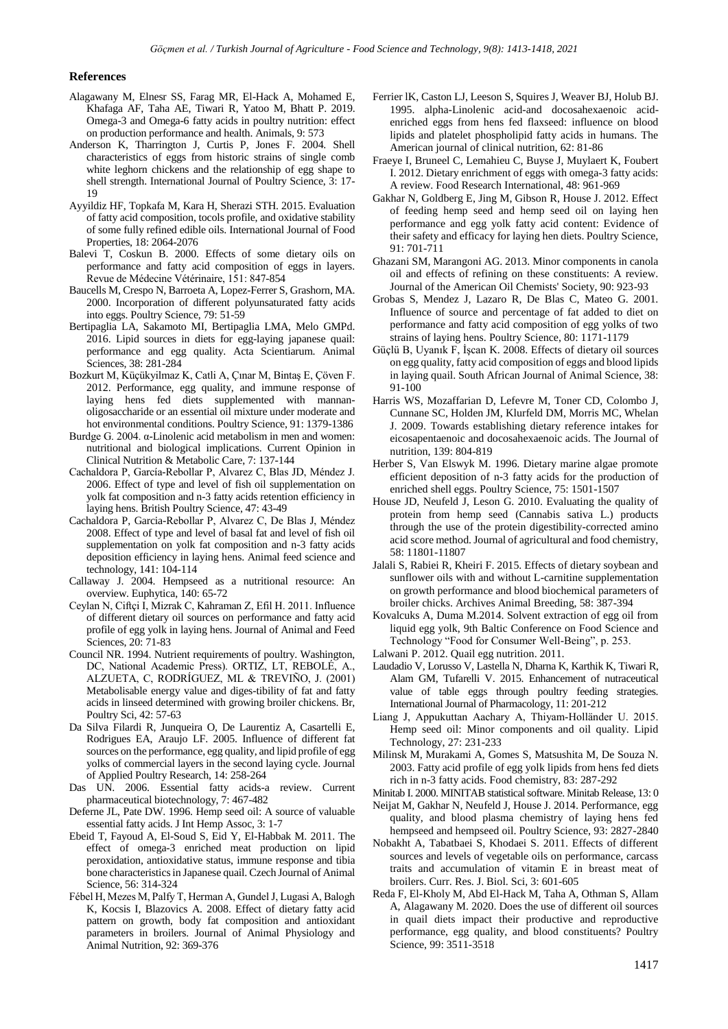## References

Alagawany M, Elnesr SS, Farag MR, El-Hack A, Mohamed E, Khafaga AF, Taha AE, Tiwari R, Yatoo M, Bhatt P. 2019. Omega-3 and Omega-6 fatty acids in poultry nutrition: effect on production performance and health. Animals, 9: 573

Anderson K, Tharrington J, Curtis P, Jones F. 2004. Shell characteristics of eggs from historic strains of single comb white leghorn chickens and the relationship of egg shape to shell strength. International Journal of Poultry Science, 3: 17-19

Ayyildiz HF, Topkafa M, Kara H, Sherazi STH. 2015. Evaluation of fatty acid composition, tocols profile, and oxidative stability of some fully refined edible oils. International Journal of Food Properties, 18: 2064-2076

Balevi T, Coskun B. 2000. Effects of some dietary oils on performance and fatty acid composition of eggs in layers. Revue de Médecine Vétérinaire, 151: 847-854

Baucells M, Crespo N, Barroeta A, Lopez-Ferrer S, Grashorn, MA. 2000. Incorporation of different polyunsaturated fatty acids into eggs. Poultry Science, 79: 51-59

Bertipaglia LA, Sakamoto MI, Bertipaglia LMA, Melo GMPd. 2016. Lipid sources in diets for egg-laying japanese quail: performance and egg quality. Acta Scientiarum. Animal Sciences, 38: 281-284

Bozkurt M, Küçükyilmaz K, Catli A, Çınar M, Bintaş E, Çöven F. 2012. Performance, egg quality, and immune response of laying hens fed diets supplemented with mannan-oligosaccharide or an essential oil mixture under moderate and hot environmental conditions. Poultry Science, 91: 1379-1386

Burdge G. 2004. α-Linolenic acid metabolism in men and women: nutritional and biological implications. Current Opinion in Clinical Nutrition & Metabolic Care, 7: 137-144

Cachaldora P, García-Rebollar P, Alvarez C, Blas JD, Méndez J. 2006. Effect of type and level of fish oil supplementation on yolk fat composition and n-3 fatty acids retention efficiency in laying hens. British Poultry Science, 47: 43-49

Cachaldora P, Garcia-Rebollar P, Alvarez C, De Blas J, Méndez 2008. Effect of type and level of basal fat and level of fish oil supplementation on yolk fat composition and n-3 fatty acids deposition efficiency in laying hens. Animal feed science and technology, 141: 104-114

Callaway J. 2004. Hempseed as a nutritional resource: An overview. Euphytica, 140: 65-72

Ceylan N, Ciftçi I, Mizrak C, Kahraman Z, Efil H. 2011. Influence of different dietary oil sources on performance and fatty acid profile of egg yolk in laying hens. Journal of Animal and Feed Sciences, 20: 71-83

Council NR. 1994. Nutrient requirements of poultry. Washington, DC, National Academic Press). ORTIZ, LT, REBOLÉ, A., ALZUETA, C, RODRÍGUEZ, ML & TREVIÑO, J. (2001) Metabolisable energy value and diges-tibility of fat and fatty acids in linseed determined with growing broiler chickens. Br, Poultry Sci, 42: 57-63

Da Silva Filardi R, Junqueira O, De Laurentiz A, Casartelli E, Rodrigues EA, Araujo LF. 2005. Influence of different fat sources on the performance, egg quality, and lipid profile of egg yolks of commercial layers in the second laying cycle. Journal of Applied Poultry Research, 14: 258-264

Das UN. 2006. Essential fatty acids-a review. Current pharmaceutical biotechnology, 7: 467-482

Deferne JL, Pate DW. 1996. Hemp seed oil: A source of valuable essential fatty acids. J Int Hemp Assoc, 3: 1-7

Ebeid T, Fayoud A, El-Soud S, Eid Y, El-Habbak M. 2011. The effect of omega-3 enriched meat production on lipid peroxidation, antioxidative status, immune response and tibia bone characteristics in Japanese quail. Czech Journal of Animal Science, 56: 314-324

Fébel H, Mezes M, Palfy T, Herman A, Gundel J, Lugasi A, Balogh K, Kocsis I, Blazovics A. 2008. Effect of dietary fatty acid pattern on growth, body fat composition and antioxidant parameters in broilers. Journal of Animal Physiology and Animal Nutrition, 92: 369-376

Ferrier lK, Caston LJ, Leeson S, Squires J, Weaver BJ, Holub BJ. 1995. alpha-Linolenic acid-and docosahexaenoic acid-enriched eggs from hens fed flaxseed: influence on blood lipids and platelet phospholipid fatty acids in humans. The American journal of clinical nutrition, 62: 81-86

Fraeye I, Bruneel C, Lemahieu C, Buyse J, Muylaert K, Foubert I. 2012. Dietary enrichment of eggs with omega-3 fatty acids: A review. Food Research International, 48: 961-969

Gakhar N, Goldberg E, Jing M, Gibson R, House J. 2012. Effect of feeding hemp seed and hemp seed oil on laying hen performance and egg yolk fatty acid content: Evidence of their safety and efficacy for laying hen diets. Poultry Science, 91: 701-711

Ghazani SM, Marangoni AG. 2013. Minor components in canola oil and effects of refining on these constituents: A review. Journal of the American Oil Chemists' Society, 90: 923-93

Grobas S, Mendez J, Lazaro R, De Blas C, Mateo G. 2001. Influence of source and percentage of fat added to diet on performance and fatty acid composition of egg yolks of two strains of laying hens. Poultry Science, 80: 1171-1179

Güçlü B, Uyanık F, İşcan K. 2008. Effects of dietary oil sources on egg quality, fatty acid composition of eggs and blood lipids in laying quail. South African Journal of Animal Science, 38: 91-100

Harris WS, Mozaffarian D, Lefevre M, Toner CD, Colombo J, Cunnane SC, Holden JM, Klurfeld DM, Morris MC, Whelan J. 2009. Towards establishing dietary reference intakes for eicosapentaenoic and docosahexaenoic acids. The Journal of nutrition, 139: 804-819

Herber S, Van Elswyk M. 1996. Dietary marine algae promote efficient deposition of n-3 fatty acids for the production of enriched shell eggs. Poultry Science, 75: 1501-1507

House JD, Neufeld J, Leson G. 2010. Evaluating the quality of protein from hemp seed (Cannabis sativa L.) products through the use of the protein digestibility-corrected amino acid score method. Journal of agricultural and food chemistry, 58: 11801-11807

Jalali S, Rabiei R, Kheiri F. 2015. Effects of dietary soybean and sunflower oils with and without L-carnitine supplementation on growth performance and blood biochemical parameters of broiler chicks. Archives Animal Breeding, 58: 387-394

Kovalcuks A, Duma M.2014. Solvent extraction of egg oil from liquid egg yolk, 9th Baltic Conference on Food Science and Technology "Food for Consumer Well-Being", p. 253.

Lalwani P. 2012. Quail egg nutrition. 2011.

Laudadio V, Lorusso V, Lastella N, Dharna K, Karthik K, Tiwari R, Alam GM, Tufarelli V. 2015. Enhancement of nutraceutical value of table eggs through poultry feeding strategies. International Journal of Pharmacology, 11: 201-212

Liang J, Appukuttan Aachary A, Thiyam-Holländer U. 2015. Hemp seed oil: Minor components and oil quality. Lipid Technology, 27: 231-233

Milinsk M, Murakami A, Gomes S, Matsushita M, De Souza N. 2003. Fatty acid profile of egg yolk lipids from hens fed diets rich in n-3 fatty acids. Food chemistry, 83: 287-292

Minitab I. 2000. MINITAB statistical software. Minitab Release, 13: 0

Neijat M, Gakhar N, Neufeld J, House J. 2014. Performance, egg quality, and blood plasma chemistry of laying hens fed hempseed and hempseed oil. Poultry Science, 93: 2827-2840

Nobakht A, Tabatbaei S, Khodaei S. 2011. Effects of different sources and levels of vegetable oils on performance, carcass traits and accumulation of vitamin E in breast meat of broilers. Curr. Res. J. Biol. Sci, 3: 601-605

Reda F, El-Kholy M, Abd El-Hack M, Taha A, Othman S, Allam A, Alagawany M. 2020. Does the use of different oil sources in quail diets impact their productive and reproductive performance, egg quality, and blood constituents? Poultry Science, 99: 3511-3518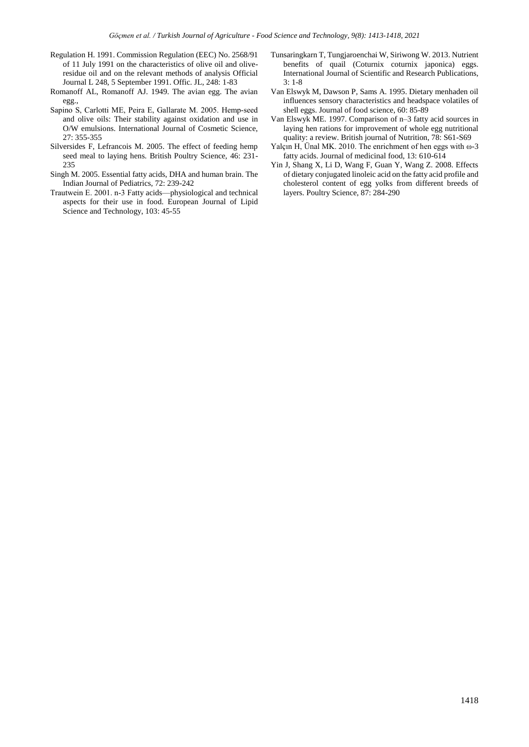Regulation H. 1991. Commission Regulation (EEC) No. 2568/91 of 11 July 1991 on the characteristics of olive oil and olive-residue oil and on the relevant methods of analysis Official Journal L 248, 5 September 1991. Offic. JL, 248: 1-83

Romanoff AL, Romanoff AJ. 1949. The avian egg. The avian egg.,

Sapino S, Carlotti ME, Peira E, Gallarate M. 2005. Hemp-seed and olive oils: Their stability against oxidation and use in O/W emulsions. International Journal of Cosmetic Science, 27: 355-355

Silversides F, Lefrancois M. 2005. The effect of feeding hemp seed meal to laying hens. British Poultry Science, 46: 231-235

Singh M. 2005. Essential fatty acids, DHA and human brain. The Indian Journal of Pediatrics, 72: 239-242

Trautwein E. 2001. n-3 Fatty acids—physiological and technical aspects for their use in food. European Journal of Lipid Science and Technology, 103: 45-55

Tunsaringkarn T, Tungjaroenchai W, Siriwong W. 2013. Nutrient benefits of quail (Coturnix coturnix japonica) eggs. International Journal of Scientific and Research Publications, 3: 1-8

Van Elswyk M, Dawson P, Sams A. 1995. Dietary menhaden oil influences sensory characteristics and headspace volatiles of shell eggs. Journal of food science, 60: 85-89

Van Elswyk ME. 1997. Comparison of n–3 fatty acid sources in laying hen rations for improvement of whole egg nutritional quality: a review. British journal of Nutrition, 78: S61-S69

Yalçın H, Ünal MK. 2010. The enrichment of hen eggs with ω-3 fatty acids. Journal of medicinal food, 13: 610-614

Yin J, Shang X, Li D, Wang F, Guan Y, Wang Z. 2008. Effects of dietary conjugated linoleic acid on the fatty acid profile and cholesterol content of egg yolks from different breeds of layers. Poultry Science, 87: 284-290